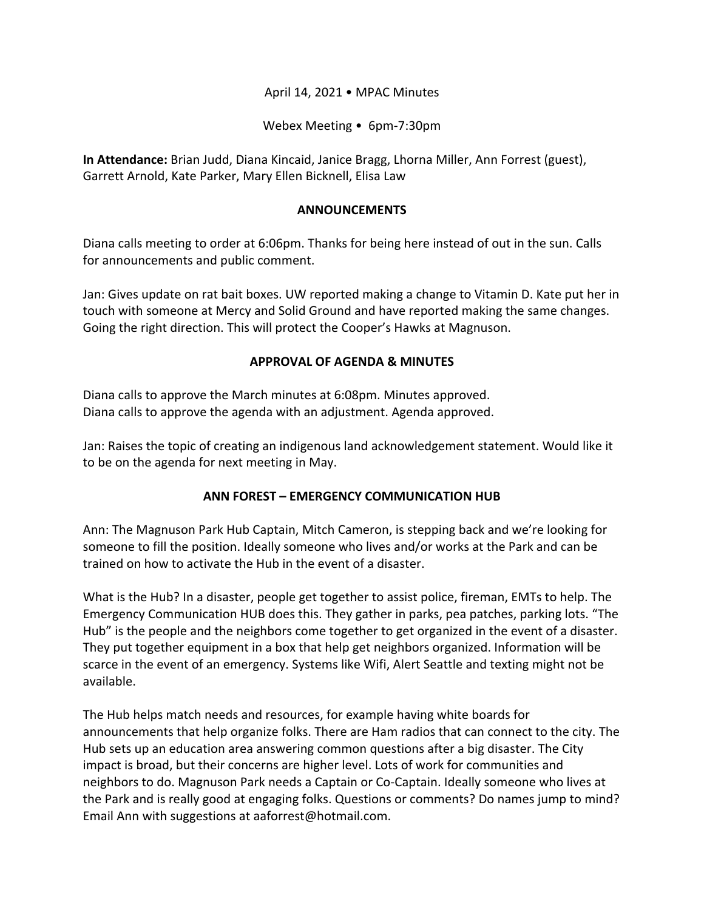April 14, 2021 • MPAC Minutes

Webex Meeting • 6pm-7:30pm

**In Attendance:** Brian Judd, Diana Kincaid, Janice Bragg, Lhorna Miller, Ann Forrest (guest), Garrett Arnold, Kate Parker, Mary Ellen Bicknell, Elisa Law

## ANNOUNCEMENTS

Diana calls meeting to order at 6:06pm. Thanks for being here instead of out in the sun. Calls for announcements and public comment.

Jan: Gives update on rat bait boxes. UW reported making a change to Vitamin D. Kate put her in touch with someone at Mercy and Solid Ground and have reported making the same changes. Going the right direction. This will protect the Cooper's Hawks at Magnuson.

## APPROVAL OF AGENDA & MINUTES

Diana calls to approve the March minutes at 6:08pm. Minutes approved.
Diana calls to approve the agenda with an adjustment. Agenda approved.

Jan: Raises the topic of creating an indigenous land acknowledgement statement. Would like it to be on the agenda for next meeting in May.

## ANN FOREST – EMERGENCY COMMUNICATION HUB

Ann: The Magnuson Park Hub Captain, Mitch Cameron, is stepping back and we're looking for someone to fill the position. Ideally someone who lives and/or works at the Park and can be trained on how to activate the Hub in the event of a disaster.

What is the Hub? In a disaster, people get together to assist police, fireman, EMTs to help. The Emergency Communication HUB does this. They gather in parks, pea patches, parking lots. "The Hub" is the people and the neighbors come together to get organized in the event of a disaster. They put together equipment in a box that help get neighbors organized. Information will be scarce in the event of an emergency. Systems like Wifi, Alert Seattle and texting might not be available.

The Hub helps match needs and resources, for example having white boards for announcements that help organize folks. There are Ham radios that can connect to the city. The Hub sets up an education area answering common questions after a big disaster. The City impact is broad, but their concerns are higher level. Lots of work for communities and neighbors to do. Magnuson Park needs a Captain or Co-Captain. Ideally someone who lives at the Park and is really good at engaging folks. Questions or comments? Do names jump to mind? Email Ann with suggestions at aaforrest@hotmail.com.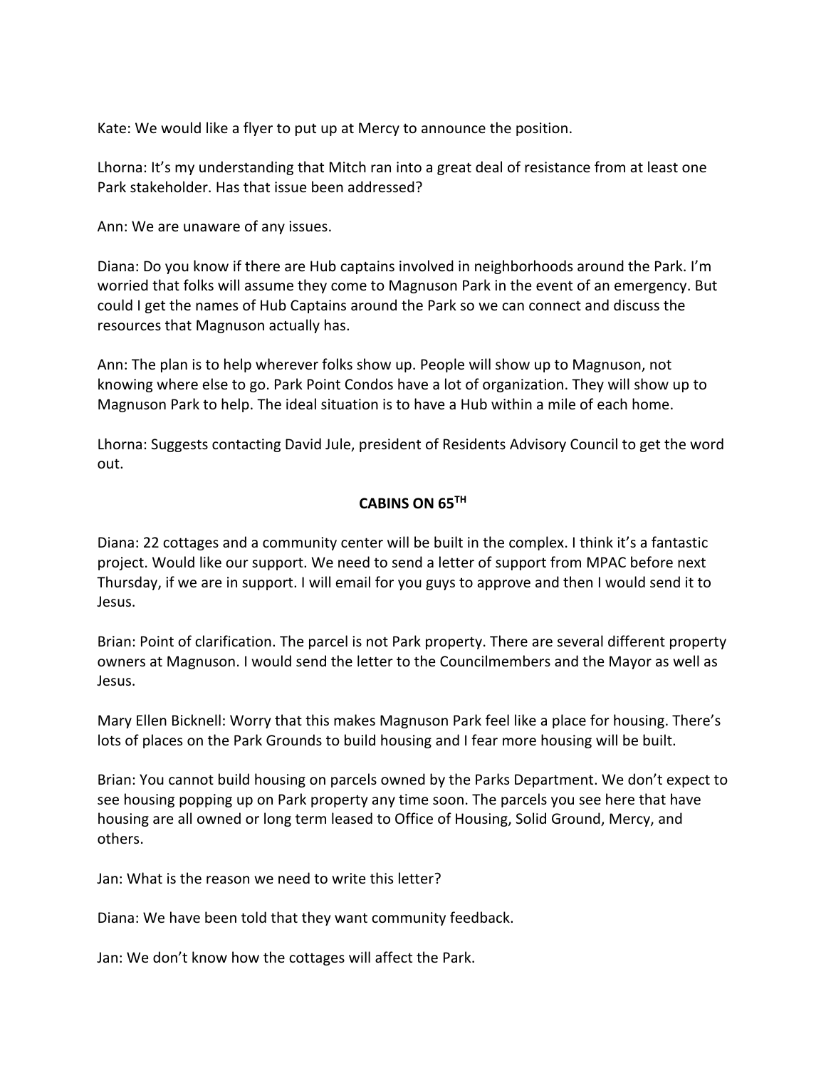Kate: We would like a flyer to put up at Mercy to announce the position.

Lhorna: It's my understanding that Mitch ran into a great deal of resistance from at least one Park stakeholder. Has that issue been addressed?

Ann: We are unaware of any issues.

Diana: Do you know if there are Hub captains involved in neighborhoods around the Park. I'm worried that folks will assume they come to Magnuson Park in the event of an emergency. But could I get the names of Hub Captains around the Park so we can connect and discuss the resources that Magnuson actually has.

Ann: The plan is to help wherever folks show up. People will show up to Magnuson, not knowing where else to go. Park Point Condos have a lot of organization. They will show up to Magnuson Park to help. The ideal situation is to have a Hub within a mile of each home.

Lhorna: Suggests contacting David Jule, president of Residents Advisory Council to get the word out.

## CABINS ON 65TH

Diana: 22 cottages and a community center will be built in the complex. I think it's a fantastic project. Would like our support. We need to send a letter of support from MPAC before next Thursday, if we are in support. I will email for you guys to approve and then I would send it to Jesus.

Brian: Point of clarification. The parcel is not Park property. There are several different property owners at Magnuson. I would send the letter to the Councilmembers and the Mayor as well as Jesus.

Mary Ellen Bicknell: Worry that this makes Magnuson Park feel like a place for housing. There's lots of places on the Park Grounds to build housing and I fear more housing will be built.

Brian: You cannot build housing on parcels owned by the Parks Department. We don't expect to see housing popping up on Park property any time soon. The parcels you see here that have housing are all owned or long term leased to Office of Housing, Solid Ground, Mercy, and others.

Jan: What is the reason we need to write this letter?

Diana: We have been told that they want community feedback.

Jan: We don't know how the cottages will affect the Park.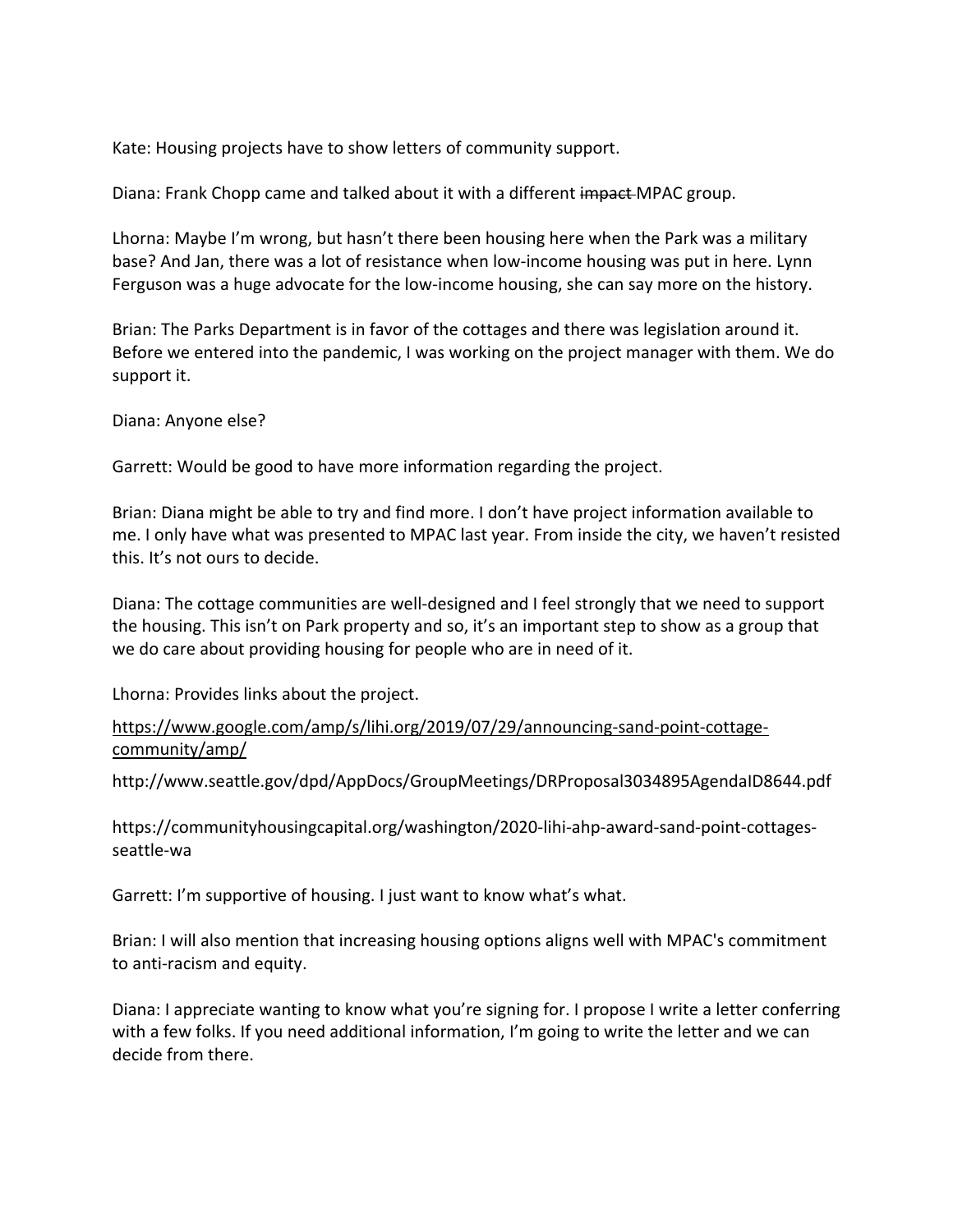Kate: Housing projects have to show letters of community support.

Diana: Frank Chopp came and talked about it with a different ~~impact~~ MPAC group.

Lhorna: Maybe I'm wrong, but hasn't there been housing here when the Park was a military base? And Jan, there was a lot of resistance when low-income housing was put in here. Lynn Ferguson was a huge advocate for the low-income housing, she can say more on the history.

Brian: The Parks Department is in favor of the cottages and there was legislation around it. Before we entered into the pandemic, I was working on the project manager with them. We do support it.

Diana: Anyone else?

Garrett: Would be good to have more information regarding the project.

Brian: Diana might be able to try and find more. I don't have project information available to me. I only have what was presented to MPAC last year. From inside the city, we haven't resisted this. It's not ours to decide.

Diana: The cottage communities are well-designed and I feel strongly that we need to support the housing. This isn't on Park property and so, it's an important step to show as a group that we do care about providing housing for people who are in need of it.

Lhorna: Provides links about the project.

[https://www.google.com/amp/s/lihi.org/2019/07/29/announcing-sand-point-cottage-community/amp/](https://www.google.com/amp/s/lihi.org/2019/07/29/announcing-sand-point-cottage-community/amp/)

http://www.seattle.gov/dpd/AppDocs/GroupMeetings/DRProposal3034895AgendaID8644.pdf

https://communityhousingcapital.org/washington/2020-lihi-ahp-award-sand-point-cottages-seattle-wa

Garrett: I'm supportive of housing. I just want to know what's what.

Brian: I will also mention that increasing housing options aligns well with MPAC's commitment to anti-racism and equity.

Diana: I appreciate wanting to know what you're signing for. I propose I write a letter conferring with a few folks. If you need additional information, I'm going to write the letter and we can decide from there.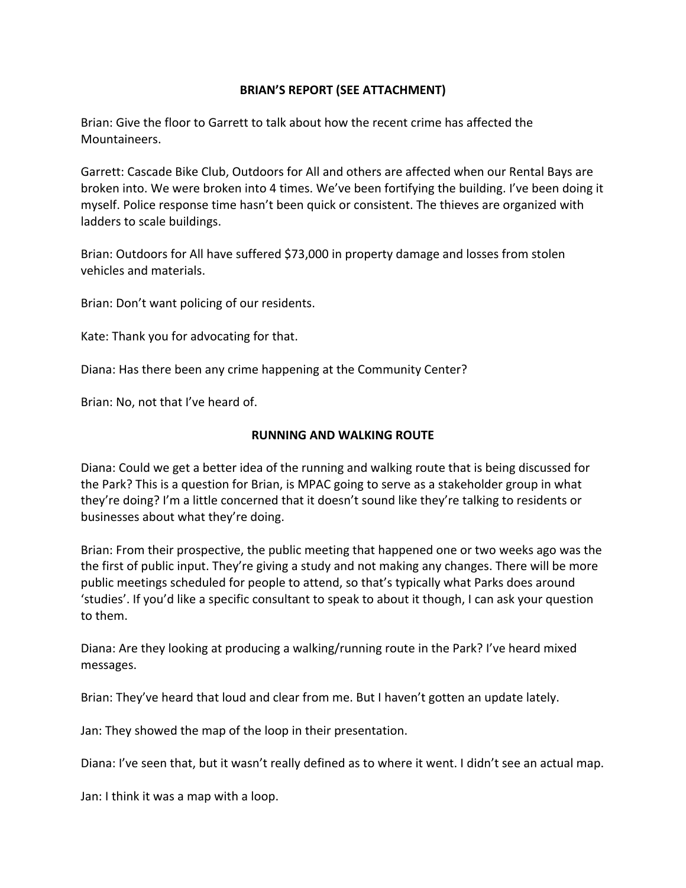## BRIAN'S REPORT (SEE ATTACHMENT)

Brian: Give the floor to Garrett to talk about how the recent crime has affected the Mountaineers.

Garrett: Cascade Bike Club, Outdoors for All and others are affected when our Rental Bays are broken into. We were broken into 4 times. We've been fortifying the building. I've been doing it myself. Police response time hasn't been quick or consistent. The thieves are organized with ladders to scale buildings.

Brian: Outdoors for All have suffered $73,000 in property damage and losses from stolen vehicles and materials.

Brian: Don't want policing of our residents.

Kate: Thank you for advocating for that.

Diana: Has there been any crime happening at the Community Center?

Brian: No, not that I've heard of.

## RUNNING AND WALKING ROUTE

Diana: Could we get a better idea of the running and walking route that is being discussed for the Park? This is a question for Brian, is MPAC going to serve as a stakeholder group in what they're doing? I'm a little concerned that it doesn't sound like they're talking to residents or businesses about what they're doing.

Brian: From their prospective, the public meeting that happened one or two weeks ago was the the first of public input. They're giving a study and not making any changes. There will be more public meetings scheduled for people to attend, so that's typically what Parks does around 'studies'. If you'd like a specific consultant to speak to about it though, I can ask your question to them.

Diana: Are they looking at producing a walking/running route in the Park? I've heard mixed messages.

Brian: They've heard that loud and clear from me. But I haven't gotten an update lately.

Jan: They showed the map of the loop in their presentation.

Diana: I've seen that, but it wasn't really defined as to where it went. I didn't see an actual map.

Jan: I think it was a map with a loop.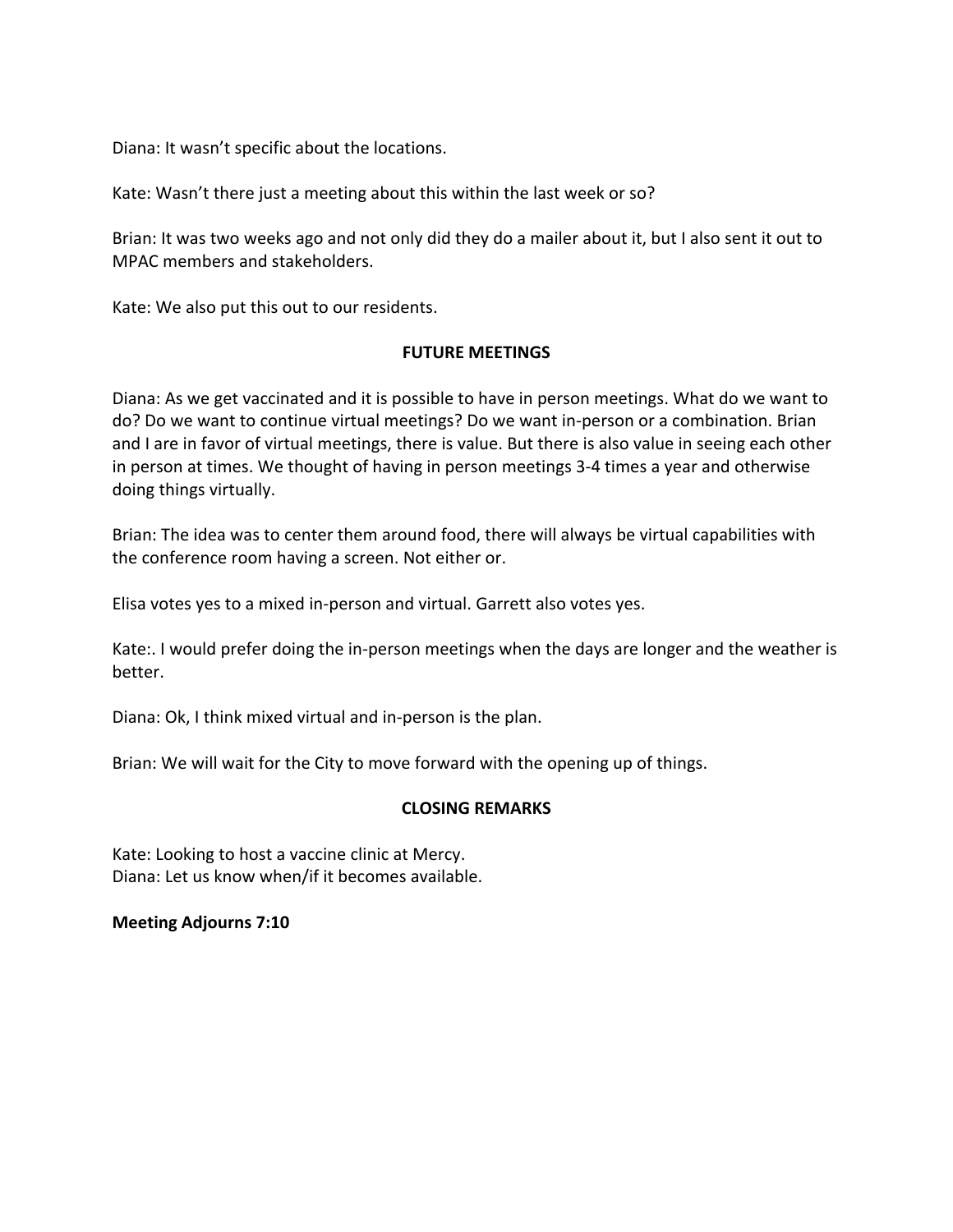Diana: It wasn't specific about the locations.

Kate: Wasn't there just a meeting about this within the last week or so?

Brian: It was two weeks ago and not only did they do a mailer about it, but I also sent it out to MPAC members and stakeholders.

Kate: We also put this out to our residents.

## FUTURE MEETINGS

Diana: As we get vaccinated and it is possible to have in person meetings. What do we want to do? Do we want to continue virtual meetings? Do we want in-person or a combination. Brian and I are in favor of virtual meetings, there is value. But there is also value in seeing each other in person at times. We thought of having in person meetings 3-4 times a year and otherwise doing things virtually.

Brian: The idea was to center them around food, there will always be virtual capabilities with the conference room having a screen. Not either or.

Elisa votes yes to a mixed in-person and virtual. Garrett also votes yes.

Kate:. I would prefer doing the in-person meetings when the days are longer and the weather is better.

Diana: Ok, I think mixed virtual and in-person is the plan.

Brian: We will wait for the City to move forward with the opening up of things.

## CLOSING REMARKS

Kate: Looking to host a vaccine clinic at Mercy.
Diana: Let us know when/if it becomes available.

**Meeting Adjourns 7:10**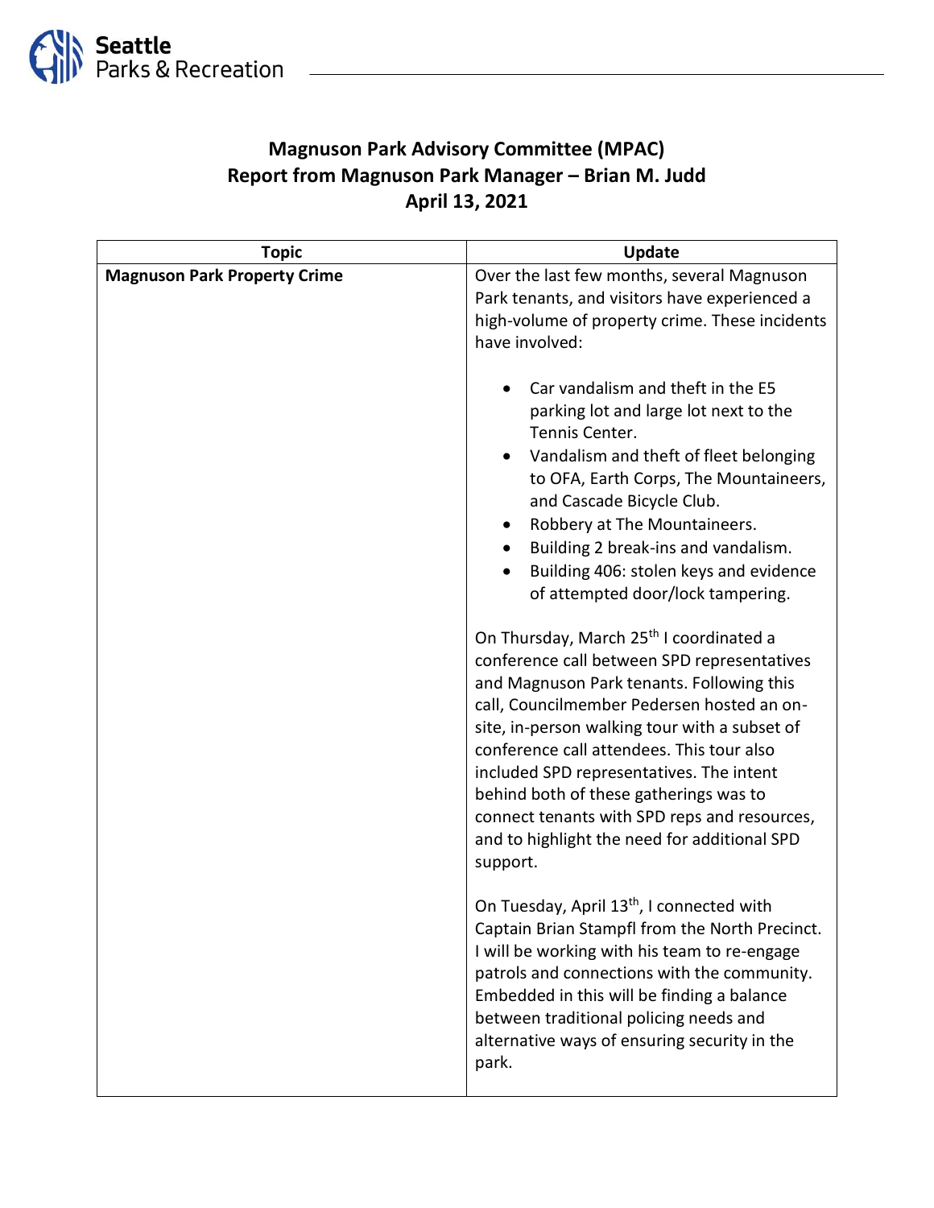Seattle Parks & Recreation

# Magnuson Park Advisory Committee (MPAC)
## Report from Magnuson Park Manager – Brian M. Judd
### April 13, 2021

| Topic | Update |
|---|---|
| **Magnuson Park Property Crime** | Over the last few months, several Magnuson Park tenants, and visitors have experienced a high-volume of property crime. These incidents have involved:<br><br>• Car vandalism and theft in the E5 parking lot and large lot next to the Tennis Center.<br>• Vandalism and theft of fleet belonging to OFA, Earth Corps, The Mountaineers, and Cascade Bicycle Club.<br>• Robbery at The Mountaineers.<br>• Building 2 break-ins and vandalism.<br>• Building 406: stolen keys and evidence of attempted door/lock tampering.<br><br>On Thursday, March 25th I coordinated a conference call between SPD representatives and Magnuson Park tenants. Following this call, Councilmember Pedersen hosted an on-site, in-person walking tour with a subset of conference call attendees. This tour also included SPD representatives. The intent behind both of these gatherings was to connect tenants with SPD reps and resources, and to highlight the need for additional SPD support.<br><br>On Tuesday, April 13th, I connected with Captain Brian Stampfl from the North Precinct. I will be working with his team to re-engage patrols and connections with the community. Embedded in this will be finding a balance between traditional policing needs and alternative ways of ensuring security in the park. |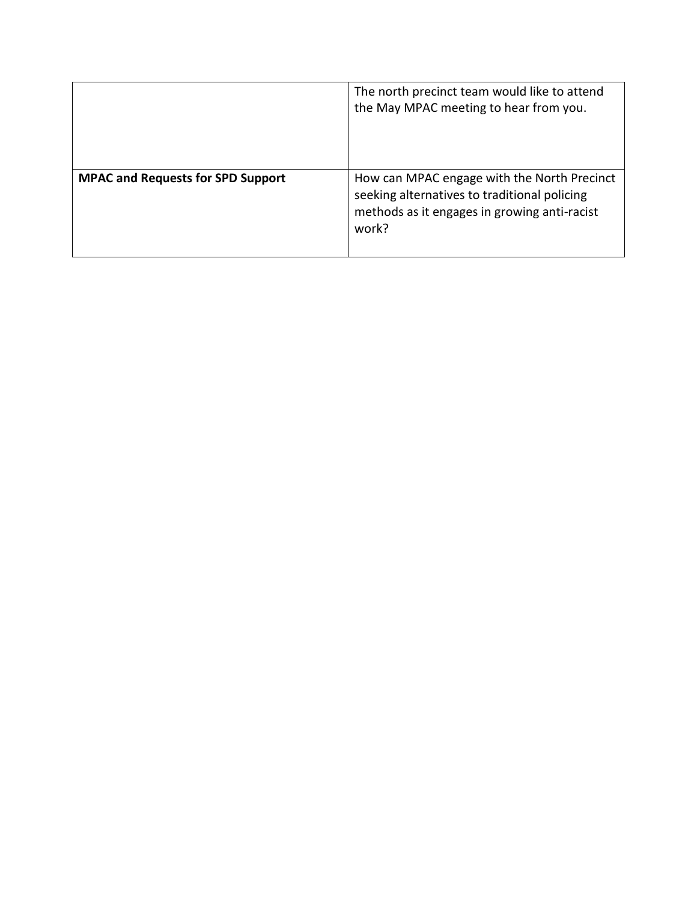| | |
|---|---|
| | The north precinct team would like to attend the May MPAC meeting to hear from you. |
| **MPAC and Requests for SPD Support** | How can MPAC engage with the North Precinct seeking alternatives to traditional policing methods as it engages in growing anti-racist work? |